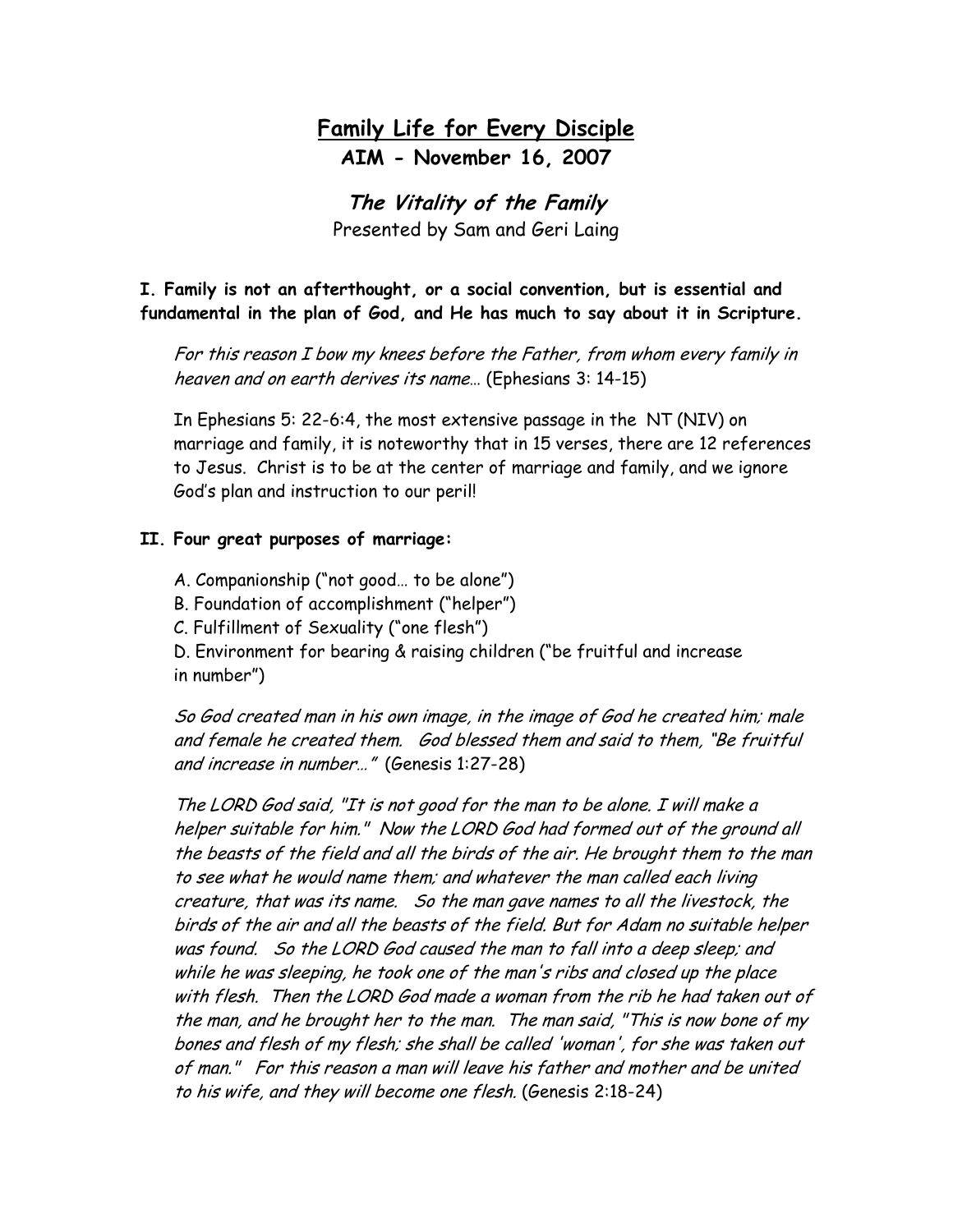# Family Life for Every Disciple

## AIM - November 16, 2007

### *The Vitality of the Family*

Presented by Sam and Geri Laing

**I. Family is not an afterthought, or a social convention, but is essential and fundamental in the plan of God, and He has much to say about it in Scripture.**

*For this reason I bow my knees before the Father, from whom every family in heaven and on earth derives its name…* (Ephesians 3: 14-15)

In Ephesians 5: 22-6:4, the most extensive passage in the NT (NIV) on marriage and family, it is noteworthy that in 15 verses, there are 12 references to Jesus. Christ is to be at the center of marriage and family, and we ignore God's plan and instruction to our peril!

**II. Four great purposes of marriage:**

A. Companionship ("not good… to be alone")
B. Foundation of accomplishment ("helper")
C. Fulfillment of Sexuality ("one flesh")
D. Environment for bearing & raising children ("be fruitful and increase in number")

*So God created man in his own image, in the image of God he created him; male and female he created them. God blessed them and said to them, "Be fruitful and increase in number…"* (Genesis 1:27-28)

*The LORD God said, "It is not good for the man to be alone. I will make a helper suitable for him." Now the LORD God had formed out of the ground all the beasts of the field and all the birds of the air. He brought them to the man to see what he would name them; and whatever the man called each living creature, that was its name. So the man gave names to all the livestock, the birds of the air and all the beasts of the field. But for Adam no suitable helper was found. So the LORD God caused the man to fall into a deep sleep; and while he was sleeping, he took one of the man's ribs and closed up the place with flesh. Then the LORD God made a woman from the rib he had taken out of the man, and he brought her to the man. The man said, "This is now bone of my bones and flesh of my flesh; she shall be called 'woman', for she was taken out of man." For this reason a man will leave his father and mother and be united to his wife, and they will become one flesh.* (Genesis 2:18-24)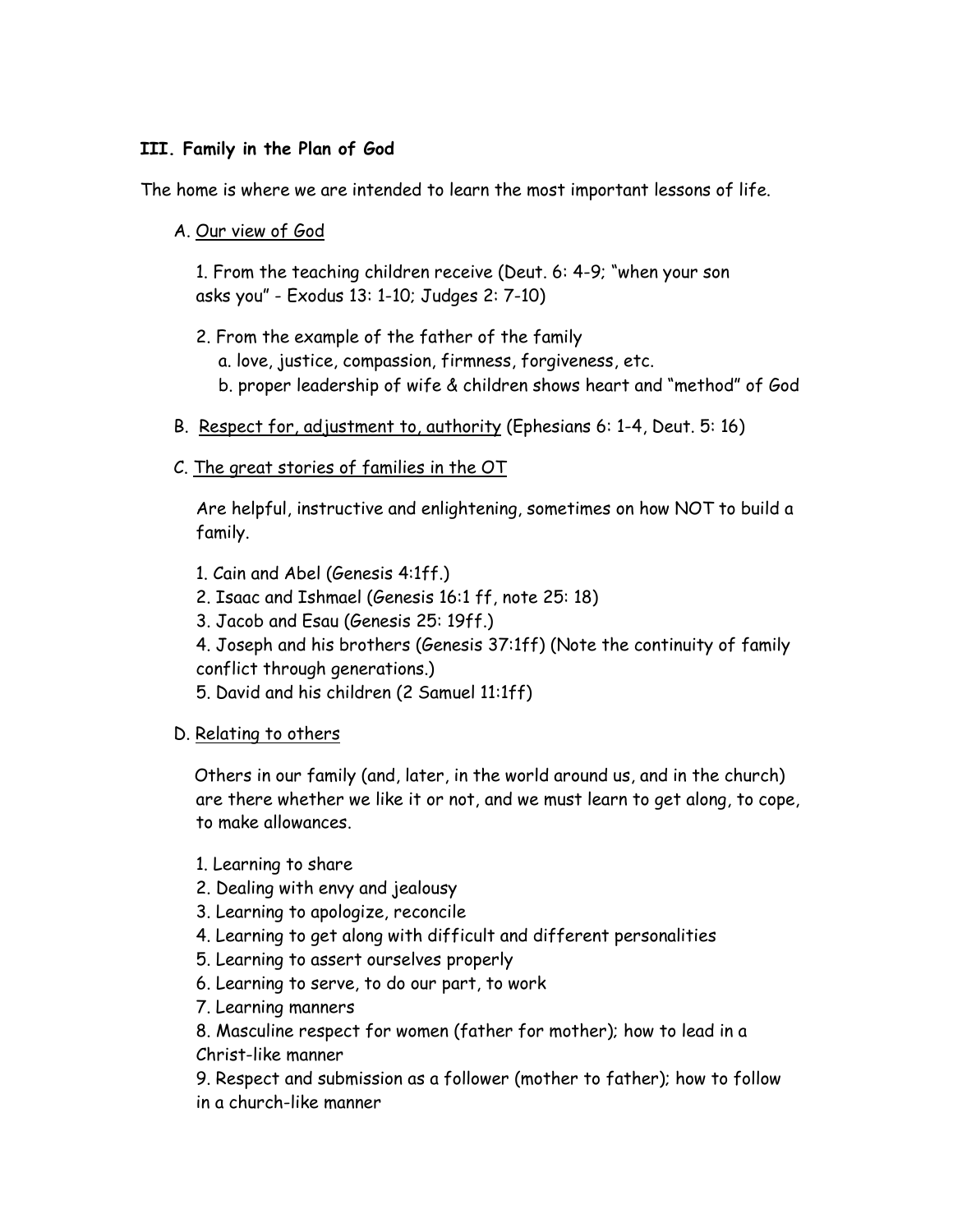**III. Family in the Plan of God**

The home is where we are intended to learn the most important lessons of life.

A. Our view of God

1. From the teaching children receive (Deut. 6: 4-9; "when your son asks you" - Exodus 13: 1-10; Judges 2: 7-10)

2. From the example of the father of the family
   a. love, justice, compassion, firmness, forgiveness, etc.
   b. proper leadership of wife & children shows heart and "method" of God

B. Respect for, adjustment to, authority (Ephesians 6: 1-4, Deut. 5: 16)

C. The great stories of families in the OT

Are helpful, instructive and enlightening, sometimes on how NOT to build a family.

1. Cain and Abel (Genesis 4:1ff.)
2. Isaac and Ishmael (Genesis 16:1 ff, note 25: 18)
3. Jacob and Esau (Genesis 25: 19ff.)
4. Joseph and his brothers (Genesis 37:1ff) (Note the continuity of family conflict through generations.)
5. David and his children (2 Samuel 11:1ff)

D. Relating to others

Others in our family (and, later, in the world around us, and in the church) are there whether we like it or not, and we must learn to get along, to cope, to make allowances.

1. Learning to share
2. Dealing with envy and jealousy
3. Learning to apologize, reconcile
4. Learning to get along with difficult and different personalities
5. Learning to assert ourselves properly
6. Learning to serve, to do our part, to work
7. Learning manners
8. Masculine respect for women (father for mother); how to lead in a Christ-like manner
9. Respect and submission as a follower (mother to father); how to follow in a church-like manner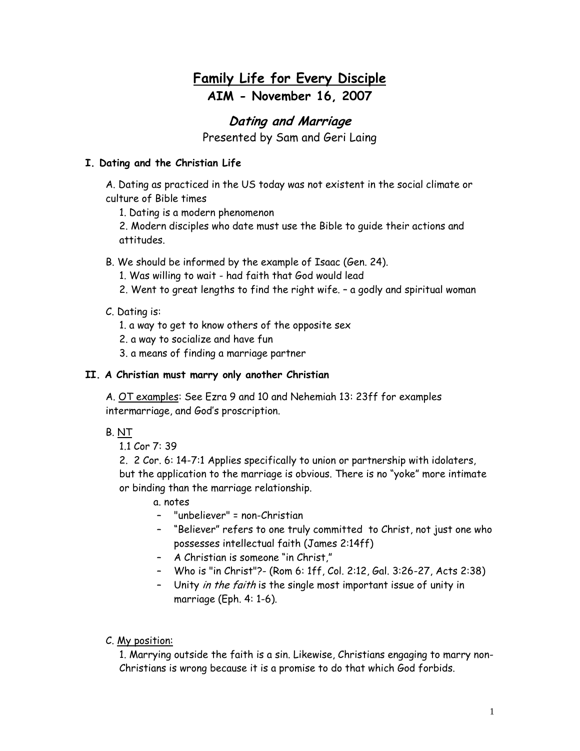# Family Life for Every Disciple

## AIM - November 16, 2007

### *Dating and Marriage*

Presented by Sam and Geri Laing

**I. Dating and the Christian Life**

A. Dating as practiced in the US today was not existent in the social climate or culture of Bible times

1. Dating is a modern phenomenon
2. Modern disciples who date must use the Bible to guide their actions and attitudes.

B. We should be informed by the example of Isaac (Gen. 24).

1. Was willing to wait - had faith that God would lead
2. Went to great lengths to find the right wife. – a godly and spiritual woman

C. Dating is:

1. a way to get to know others of the opposite sex
2. a way to socialize and have fun
3. a means of finding a marriage partner

**II. A Christian must marry only another Christian**

A. OT examples: See Ezra 9 and 10 and Nehemiah 13: 23ff for examples intermarriage, and God's proscription.

B. NT

1. 1 Cor 7: 39
2. 2 Cor. 6: 14-7:1 Applies specifically to union or partnership with idolaters, but the application to the marriage is obvious. There is no "yoke" more intimate or binding than the marriage relationship.

   a. notes

   - "unbeliever" = non-Christian
   - "Believer" refers to one truly committed to Christ, not just one who possesses intellectual faith (James 2:14ff)
   - A Christian is someone "in Christ,"
   - Who is "in Christ"?- (Rom 6: 1ff, Col. 2:12, Gal. 3:26-27, Acts 2:38)
   - Unity *in the faith* is the single most important issue of unity in marriage (Eph. 4: 1-6).

C. My position:

1. Marrying outside the faith is a sin. Likewise, Christians engaging to marry non-Christians is wrong because it is a promise to do that which God forbids.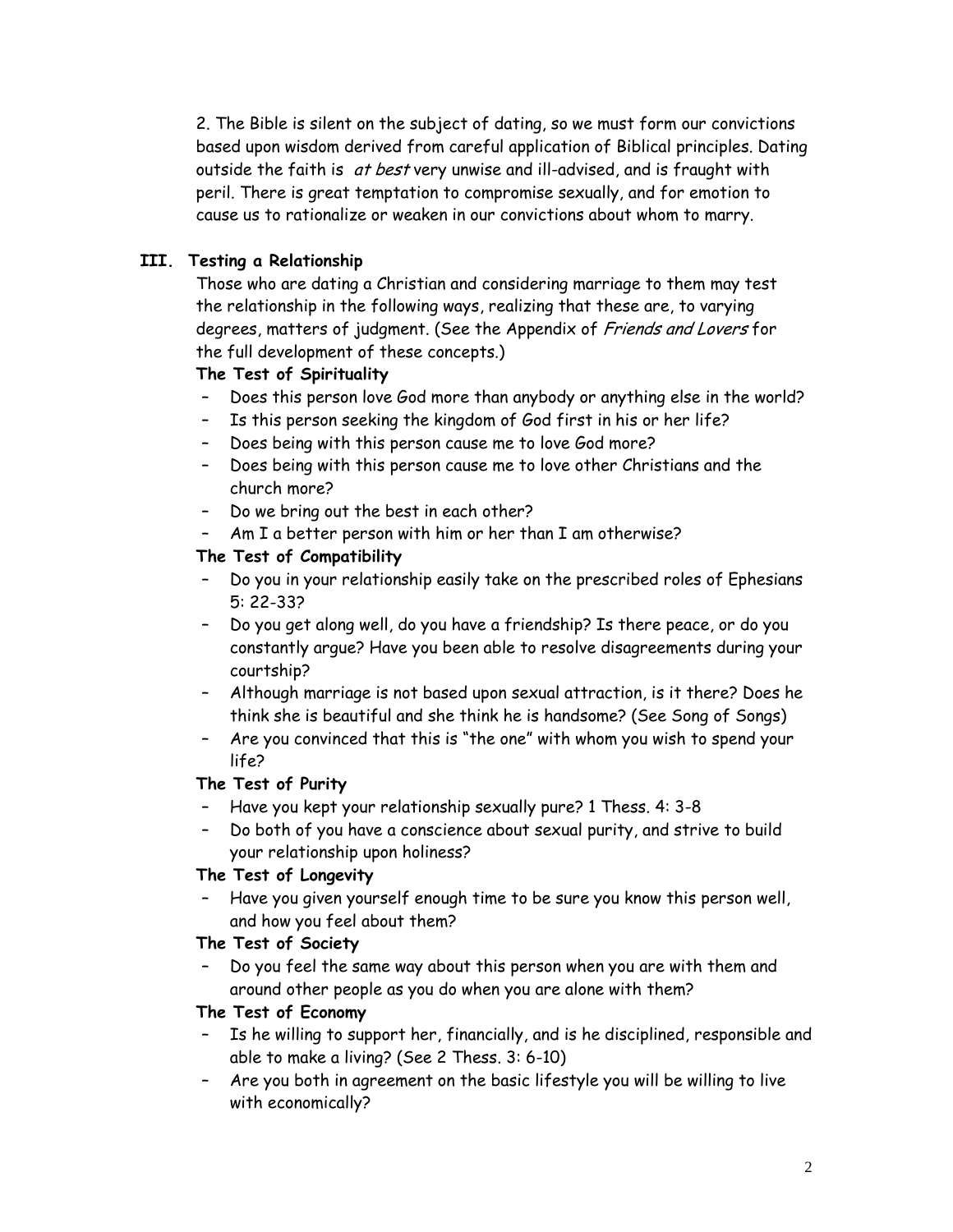2. The Bible is silent on the subject of dating, so we must form our convictions based upon wisdom derived from careful application of Biblical principles. Dating outside the faith is *at best* very unwise and ill-advised, and is fraught with peril. There is great temptation to compromise sexually, and for emotion to cause us to rationalize or weaken in our convictions about whom to marry.

## III. Testing a Relationship

Those who are dating a Christian and considering marriage to them may test the relationship in the following ways, realizing that these are, to varying degrees, matters of judgment. (See the Appendix of *Friends and Lovers* for the full development of these concepts.)

**The Test of Spirituality**

- Does this person love God more than anybody or anything else in the world?
- Is this person seeking the kingdom of God first in his or her life?
- Does being with this person cause me to love God more?
- Does being with this person cause me to love other Christians and the church more?
- Do we bring out the best in each other?
- Am I a better person with him or her than I am otherwise?

**The Test of Compatibility**

- Do you in your relationship easily take on the prescribed roles of Ephesians 5: 22-33?
- Do you get along well, do you have a friendship? Is there peace, or do you constantly argue? Have you been able to resolve disagreements during your courtship?
- Although marriage is not based upon sexual attraction, is it there? Does he think she is beautiful and she think he is handsome? (See Song of Songs)
- Are you convinced that this is "the one" with whom you wish to spend your life?

**The Test of Purity**

- Have you kept your relationship sexually pure? 1 Thess. 4: 3-8
- Do both of you have a conscience about sexual purity, and strive to build your relationship upon holiness?

**The Test of Longevity**

- Have you given yourself enough time to be sure you know this person well, and how you feel about them?

**The Test of Society**

- Do you feel the same way about this person when you are with them and around other people as you do when you are alone with them?

**The Test of Economy**

- Is he willing to support her, financially, and is he disciplined, responsible and able to make a living? (See 2 Thess. 3: 6-10)
- Are you both in agreement on the basic lifestyle you will be willing to live with economically?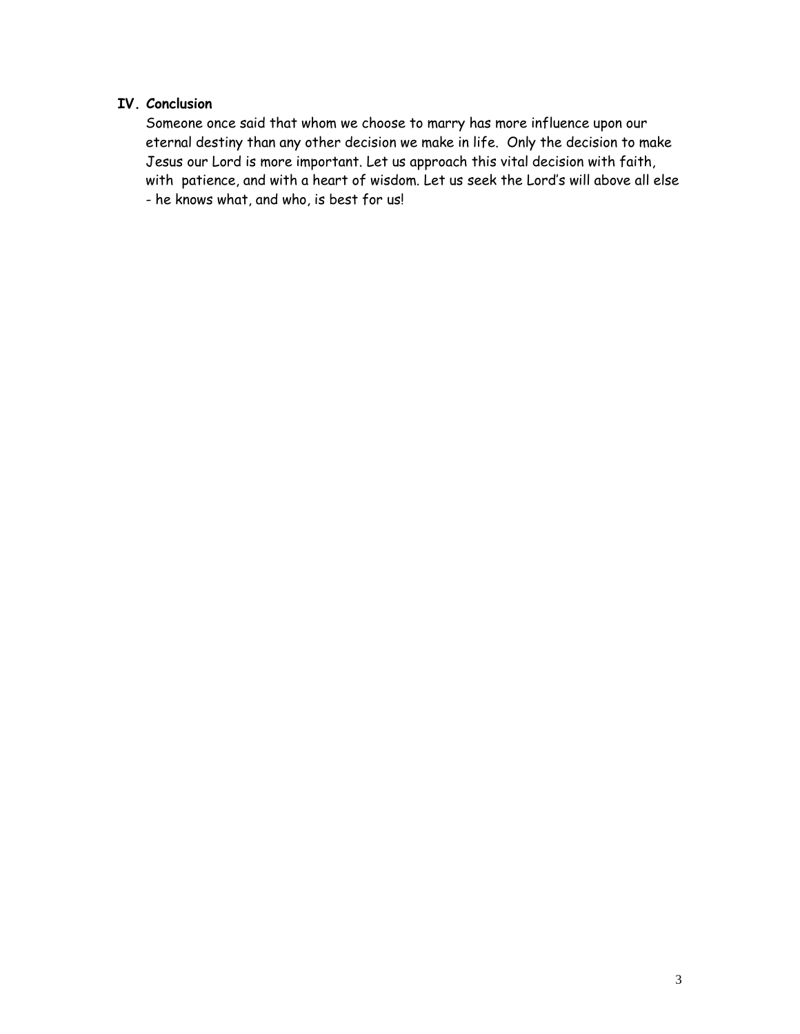## IV. Conclusion

Someone once said that whom we choose to marry has more influence upon our eternal destiny than any other decision we make in life. Only the decision to make Jesus our Lord is more important. Let us approach this vital decision with faith, with patience, and with a heart of wisdom. Let us seek the Lord's will above all else - he knows what, and who, is best for us!